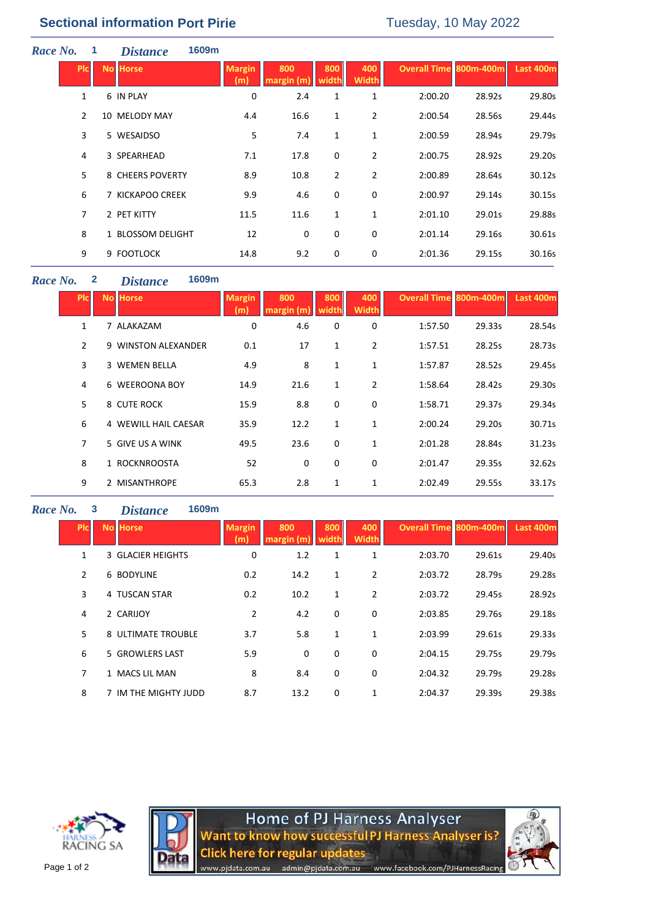# Sectional information Port Pirie

Tuesday, 10 May 2022

***Race No.*** 1 ***Distance*** 1609m

| Plc | No | Horse | Margin (m) | 800 margin (m) | 800 width | 400 Width | Overall Time | 800m-400m | Last 400m |
|---|---|---|---|---|---|---|---|---|---|
| 1 | 6 | IN PLAY | 0 | 2.4 | 1 | 1 | 2:00.20 | 28.92s | 29.80s |
| 2 | 10 | MELODY MAY | 4.4 | 16.6 | 1 | 2 | 2:00.54 | 28.56s | 29.44s |
| 3 | 5 | WESAIDSO | 5 | 7.4 | 1 | 1 | 2:00.59 | 28.94s | 29.79s |
| 4 | 3 | SPEARHEAD | 7.1 | 17.8 | 0 | 2 | 2:00.75 | 28.92s | 29.20s |
| 5 | 8 | CHEERS POVERTY | 8.9 | 10.8 | 2 | 2 | 2:00.89 | 28.64s | 30.12s |
| 6 | 7 | KICKAPOO CREEK | 9.9 | 4.6 | 0 | 0 | 2:00.97 | 29.14s | 30.15s |
| 7 | 2 | PET KITTY | 11.5 | 11.6 | 1 | 1 | 2:01.10 | 29.01s | 29.88s |
| 8 | 1 | BLOSSOM DELIGHT | 12 | 0 | 0 | 0 | 2:01.14 | 29.16s | 30.61s |
| 9 | 9 | FOOTLOCK | 14.8 | 9.2 | 0 | 0 | 2:01.36 | 29.15s | 30.16s |

***Race No.*** 2 ***Distance*** 1609m

| Plc | No | Horse | Margin (m) | 800 margin (m) | 800 width | 400 Width | Overall Time | 800m-400m | Last 400m |
|---|---|---|---|---|---|---|---|---|---|
| 1 | 7 | ALAKAZAM | 0 | 4.6 | 0 | 0 | 1:57.50 | 29.33s | 28.54s |
| 2 | 9 | WINSTON ALEXANDER | 0.1 | 17 | 1 | 2 | 1:57.51 | 28.25s | 28.73s |
| 3 | 3 | WEMEN BELLA | 4.9 | 8 | 1 | 1 | 1:57.87 | 28.52s | 29.45s |
| 4 | 6 | WEEROONA BOY | 14.9 | 21.6 | 1 | 2 | 1:58.64 | 28.42s | 29.30s |
| 5 | 8 | CUTE ROCK | 15.9 | 8.8 | 0 | 0 | 1:58.71 | 29.37s | 29.34s |
| 6 | 4 | WEWILL HAIL CAESAR | 35.9 | 12.2 | 1 | 1 | 2:00.24 | 29.20s | 30.71s |
| 7 | 5 | GIVE US A WINK | 49.5 | 23.6 | 0 | 1 | 2:01.28 | 28.84s | 31.23s |
| 8 | 1 | ROCKNROOSTA | 52 | 0 | 0 | 0 | 2:01.47 | 29.35s | 32.62s |
| 9 | 2 | MISANTHROPE | 65.3 | 2.8 | 1 | 1 | 2:02.49 | 29.55s | 33.17s |

***Race No.*** 3 ***Distance*** 1609m

| Plc | No | Horse | Margin (m) | 800 margin (m) | 800 width | 400 Width | Overall Time | 800m-400m | Last 400m |
|---|---|---|---|---|---|---|---|---|---|
| 1 | 3 | GLACIER HEIGHTS | 0 | 1.2 | 1 | 1 | 2:03.70 | 29.61s | 29.40s |
| 2 | 6 | BODYLINE | 0.2 | 14.2 | 1 | 2 | 2:03.72 | 28.79s | 29.28s |
| 3 | 4 | TUSCAN STAR | 0.2 | 10.2 | 1 | 2 | 2:03.72 | 29.45s | 28.92s |
| 4 | 2 | CARIJOY | 2 | 4.2 | 0 | 0 | 2:03.85 | 29.76s | 29.18s |
| 5 | 8 | ULTIMATE TROUBLE | 3.7 | 5.8 | 1 | 1 | 2:03.99 | 29.61s | 29.33s |
| 6 | 5 | GROWLERS LAST | 5.9 | 0 | 0 | 0 | 2:04.15 | 29.75s | 29.79s |
| 7 | 1 | MACS LIL MAN | 8 | 8.4 | 0 | 0 | 2:04.32 | 29.79s | 29.28s |
| 8 | 7 | IM THE MIGHTY JUDD | 8.7 | 13.2 | 0 | 1 | 2:04.37 | 29.39s | 29.38s |

HARNESS RACING SA

Home of PJ Harness Analyser
Want to know how successful PJ Harness Analyser is?
Click here for regular updates
www.pjdata.com.au admin@pjdata.com.au www.facebook.com/PJHarnessRacing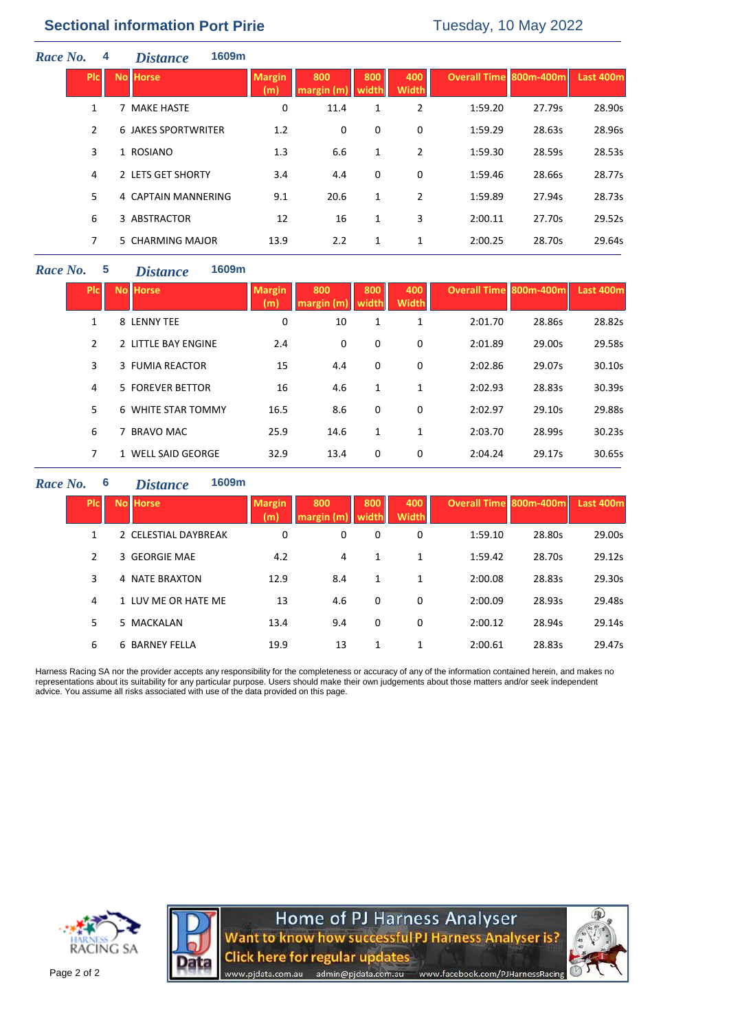## Sectional information Port Pirie

Tuesday, 10 May 2022

***Race No.*** **4** ***Distance*** **1609m**

| Plc | No | Horse | Margin (m) | 800 margin (m) | 800 width | 400 Width | Overall Time | 800m-400m | Last 400m |
|---|---|---|---|---|---|---|---|---|---|
| 1 | 7 | MAKE HASTE | 0 | 11.4 | 1 | 2 | 1:59.20 | 27.79s | 28.90s |
| 2 | 6 | JAKES SPORTWRITER | 1.2 | 0 | 0 | 0 | 1:59.29 | 28.63s | 28.96s |
| 3 | 1 | ROSIANO | 1.3 | 6.6 | 1 | 2 | 1:59.30 | 28.59s | 28.53s |
| 4 | 2 | LETS GET SHORTY | 3.4 | 4.4 | 0 | 0 | 1:59.46 | 28.66s | 28.77s |
| 5 | 4 | CAPTAIN MANNERING | 9.1 | 20.6 | 1 | 2 | 1:59.89 | 27.94s | 28.73s |
| 6 | 3 | ABSTRACTOR | 12 | 16 | 1 | 3 | 2:00.11 | 27.70s | 29.52s |
| 7 | 5 | CHARMING MAJOR | 13.9 | 2.2 | 1 | 1 | 2:00.25 | 28.70s | 29.64s |

***Race No.*** **5** ***Distance*** **1609m**

| Plc | No | Horse | Margin (m) | 800 margin (m) | 800 width | 400 Width | Overall Time | 800m-400m | Last 400m |
|---|---|---|---|---|---|---|---|---|---|
| 1 | 8 | LENNY TEE | 0 | 10 | 1 | 1 | 2:01.70 | 28.86s | 28.82s |
| 2 | 2 | LITTLE BAY ENGINE | 2.4 | 0 | 0 | 0 | 2:01.89 | 29.00s | 29.58s |
| 3 | 3 | FUMIA REACTOR | 15 | 4.4 | 0 | 0 | 2:02.86 | 29.07s | 30.10s |
| 4 | 5 | FOREVER BETTOR | 16 | 4.6 | 1 | 1 | 2:02.93 | 28.83s | 30.39s |
| 5 | 6 | WHITE STAR TOMMY | 16.5 | 8.6 | 0 | 0 | 2:02.97 | 29.10s | 29.88s |
| 6 | 7 | BRAVO MAC | 25.9 | 14.6 | 1 | 1 | 2:03.70 | 28.99s | 30.23s |
| 7 | 1 | WELL SAID GEORGE | 32.9 | 13.4 | 0 | 0 | 2:04.24 | 29.17s | 30.65s |

***Race No.*** **6** ***Distance*** **1609m**

| Plc | No | Horse | Margin (m) | 800 margin (m) | 800 width | 400 Width | Overall Time | 800m-400m | Last 400m |
|---|---|---|---|---|---|---|---|---|---|
| 1 | 2 | CELESTIAL DAYBREAK | 0 | 0 | 0 | 0 | 1:59.10 | 28.80s | 29.00s |
| 2 | 3 | GEORGIE MAE | 4.2 | 4 | 1 | 1 | 1:59.42 | 28.70s | 29.12s |
| 3 | 4 | NATE BRAXTON | 12.9 | 8.4 | 1 | 1 | 2:00.08 | 28.83s | 29.30s |
| 4 | 1 | LUV ME OR HATE ME | 13 | 4.6 | 0 | 0 | 2:00.09 | 28.93s | 29.48s |
| 5 | 5 | MACKALAN | 13.4 | 9.4 | 0 | 0 | 2:00.12 | 28.94s | 29.14s |
| 6 | 6 | BARNEY FELLA | 19.9 | 13 | 1 | 1 | 2:00.61 | 28.83s | 29.47s |

Harness Racing SA nor the provider accepts any responsibility for the completeness or accuracy of any of the information contained herein, and makes no representations about its suitability for any particular purpose. Users should make their own judgements about those matters and/or seek independent advice. You assume all risks associated with use of the data provided on this page.

HARNESS RACING SA

Home of PJ Harness Analyser
Want to know how successful PJ Harness Analyser is?
Click here for regular updates
www.pjdata.com.au admin@pjdata.com.au www.facebook.com/PJHarnessRacing